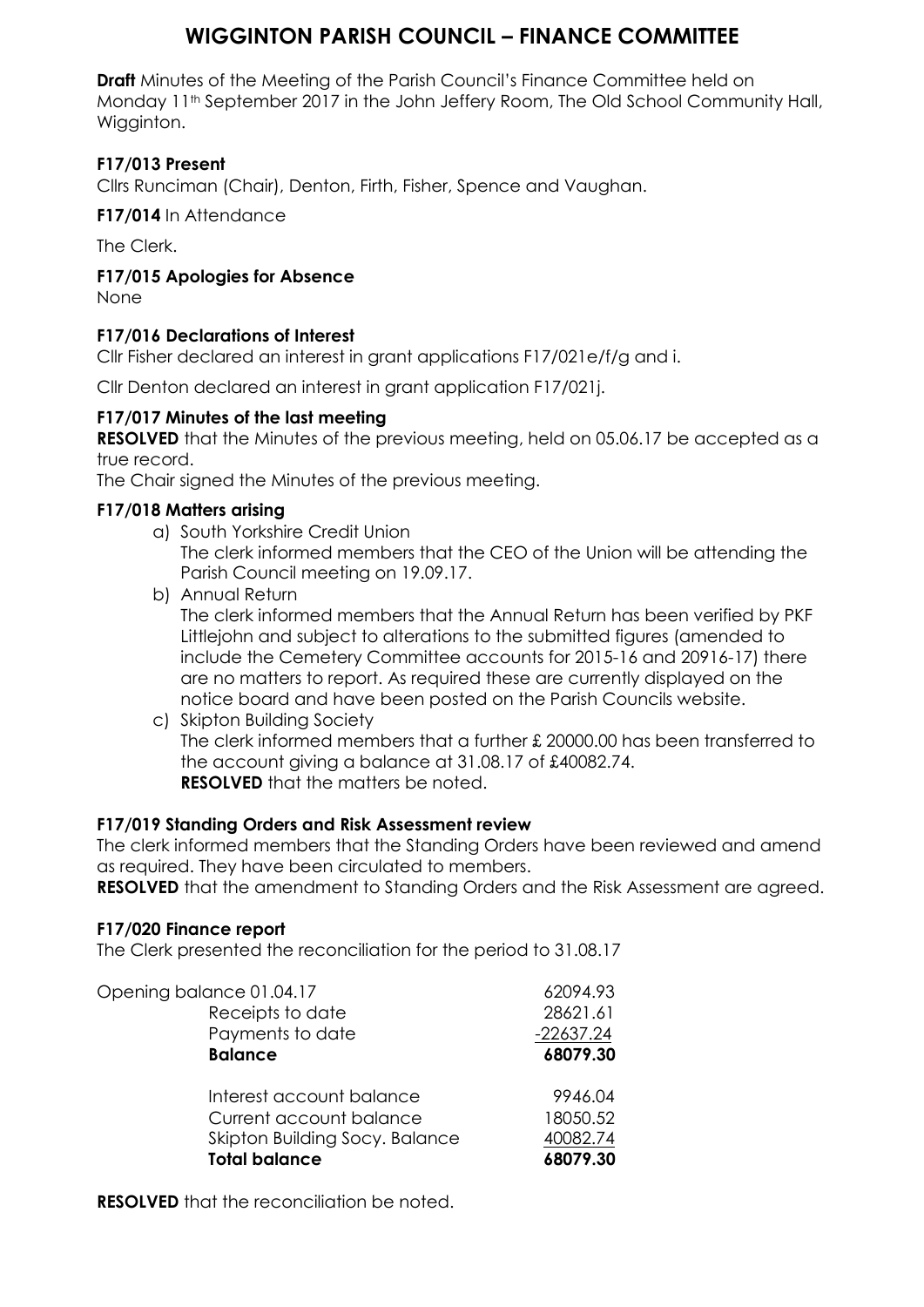# WIGGINTON PARISH COUNCIL – FINANCE COMMITTEE

**Draft** Minutes of the Meeting of the Parish Council's Finance Committee held on Monday 11th September 2017 in the John Jeffery Room, The Old School Community Hall, Wigginton.

**F17/013 Present**

Cllrs Runciman (Chair), Denton, Firth, Fisher, Spence and Vaughan.

**F17/014** In Attendance

The Clerk.

**F17/015 Apologies for Absence**

None

**F17/016 Declarations of Interest**

Cllr Fisher declared an interest in grant applications F17/021e/f/g and i.

Cllr Denton declared an interest in grant application F17/021j.

**F17/017 Minutes of the last meeting**

**RESOLVED** that the Minutes of the previous meeting, held on 05.06.17 be accepted as a true record.

The Chair signed the Minutes of the previous meeting.

**F17/018 Matters arising**

a) South Yorkshire Credit Union
   The clerk informed members that the CEO of the Union will be attending the Parish Council meeting on 19.09.17.
b) Annual Return
   The clerk informed members that the Annual Return has been verified by PKF Littlejohn and subject to alterations to the submitted figures (amended to include the Cemetery Committee accounts for 2015-16 and 20916-17) there are no matters to report. As required these are currently displayed on the notice board and have been posted on the Parish Councils website.
c) Skipton Building Society
   The clerk informed members that a further £ 20000.00 has been transferred to the account giving a balance at 31.08.17 of £40082.74.
   **RESOLVED** that the matters be noted.

**F17/019 Standing Orders and Risk Assessment review**

The clerk informed members that the Standing Orders have been reviewed and amend as required. They have been circulated to members.

**RESOLVED** that the amendment to Standing Orders and the Risk Assessment are agreed.

**F17/020 Finance report**

The Clerk presented the reconciliation for the period to 31.08.17

| | |
|---|---|
| Opening balance 01.04.17 | 62094.93 |
| Receipts to date | 28621.61 |
| Payments to date | -22637.24 |
| **Balance** | **68079.30** |
| | |
| Interest account balance | 9946.04 |
| Current account balance | 18050.52 |
| Skipton Building Socy. Balance | 40082.74 |
| **Total balance** | **68079.30** |

**RESOLVED** that the reconciliation be noted.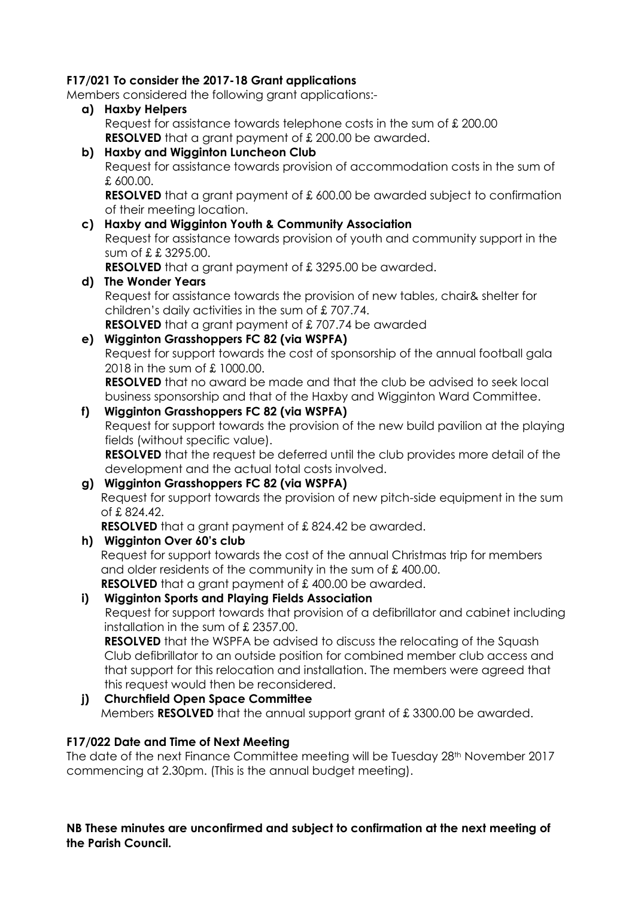**F17/021 To consider the 2017-18 Grant applications**

Members considered the following grant applications:-

**a) Haxby Helpers**

Request for assistance towards telephone costs in the sum of £ 200.00
**RESOLVED** that a grant payment of £ 200.00 be awarded.

**b) Haxby and Wigginton Luncheon Club**

Request for assistance towards provision of accommodation costs in the sum of £ 600.00.
**RESOLVED** that a grant payment of £ 600.00 be awarded subject to confirmation of their meeting location.

**c) Haxby and Wigginton Youth & Community Association**

Request for assistance towards provision of youth and community support in the sum of £ £ 3295.00.
**RESOLVED** that a grant payment of £ 3295.00 be awarded.

**d) The Wonder Years**

Request for assistance towards the provision of new tables, chair& shelter for children's daily activities in the sum of £ 707.74.
**RESOLVED** that a grant payment of £ 707.74 be awarded

**e) Wigginton Grasshoppers FC 82 (via WSPFA)**

Request for support towards the cost of sponsorship of the annual football gala 2018 in the sum of £ 1000.00.
**RESOLVED** that no award be made and that the club be advised to seek local business sponsorship and that of the Haxby and Wigginton Ward Committee.

**f) Wigginton Grasshoppers FC 82 (via WSPFA)**

Request for support towards the provision of the new build pavilion at the playing fields (without specific value).
**RESOLVED** that the request be deferred until the club provides more detail of the development and the actual total costs involved.

**g) Wigginton Grasshoppers FC 82 (via WSPFA)**

Request for support towards the provision of new pitch-side equipment in the sum of £ 824.42.
**RESOLVED** that a grant payment of £ 824.42 be awarded.

**h) Wigginton Over 60's club**

Request for support towards the cost of the annual Christmas trip for members and older residents of the community in the sum of £ 400.00.
**RESOLVED** that a grant payment of £ 400.00 be awarded.

**i) Wigginton Sports and Playing Fields Association**

Request for support towards that provision of a defibrillator and cabinet including installation in the sum of £ 2357.00.
**RESOLVED** that the WSPFA be advised to discuss the relocating of the Squash Club defibrillator to an outside position for combined member club access and that support for this relocation and installation. The members were agreed that this request would then be reconsidered.

**j) Churchfield Open Space Committee**

Members **RESOLVED** that the annual support grant of £ 3300.00 be awarded.

**F17/022 Date and Time of Next Meeting**

The date of the next Finance Committee meeting will be Tuesday 28th November 2017 commencing at 2.30pm. (This is the annual budget meeting).

**NB These minutes are unconfirmed and subject to confirmation at the next meeting of the Parish Council.**